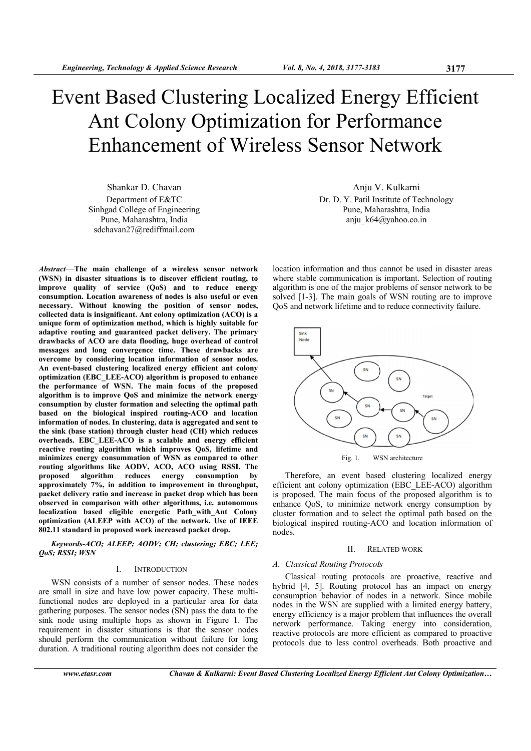# Event Based Clustering Localized Energy Efficient Ant Colony Optimization for Performance Enhancement of Wireless Sensor Network

Shankar D. Chavan
Department of E&TC
Sinhgad College of Engineering
Pune, Maharashtra, India
sdchavan27@rediffmail.com

Anju V. Kulkarni
Dr. D. Y. Patil Institute of Technology
Pune, Maharashtra, India
anju_k64@yahoo.co.in

***Abstract*—The main challenge of a wireless sensor network (WSN) in disaster situations is to discover efficient routing, to improve quality of service (QoS) and to reduce energy consumption. Location awareness of nodes is also useful or even necessary. Without knowing the position of sensor nodes, collected data is insignificant. Ant colony optimization (ACO) is a unique form of optimization method, which is highly suitable for adaptive routing and guaranteed packet delivery. The primary drawbacks of ACO are data flooding, huge overhead of control messages and long convergence time. These drawbacks are overcome by considering location information of sensor nodes. An event-based clustering localized energy efficient ant colony optimization (EBC_LEE-ACO) algorithm is proposed to enhance the performance of WSN. The main focus of the proposed algorithm is to improve QoS and minimize the network energy consumption by cluster formation and selecting the optimal path based on the biological inspired routing-ACO and location information of nodes. In clustering, data is aggregated and sent to the sink (base station) through cluster head (CH) which reduces overheads. EBC_LEE-ACO is a scalable and energy efficient reactive routing algorithm which improves QoS, lifetime and minimizes energy consummation of WSN as compared to other routing algorithms like AODV, ACO, ACO using RSSI. The proposed algorithm reduces energy consumption by approximately 7%, in addition to improvement in throughput, packet delivery ratio and increase in packet drop which has been observed in comparison with other algorithms, i.e. autonomous localization based eligible energetic Path_with_Ant Colony optimization (ALEEP with ACO) of the network. Use of IEEE 802.11 standard in proposed work increased packet drop.**

***Keywords-ACO; ALEEP; AODV; CH; clustering; EBC; LEE; QoS; RSSI; WSN***

## I. INTRODUCTION

WSN consists of a number of sensor nodes. These nodes are small in size and have low power capacity. These multi-functional nodes are deployed in a particular area for data gathering purposes. The sensor nodes (SN) pass the data to the sink node using multiple hops as shown in Figure 1. The requirement in disaster situations is that the sensor nodes should perform the communication without failure for long duration. A traditional routing algorithm does not consider the location information and thus cannot be used in disaster areas where stable communication is important. Selection of routing algorithm is one of the major problems of sensor network to be solved [1-3]. The main goals of WSN routing are to improve QoS and network lifetime and to reduce connectivity failure.

Fig. 1. WSN architecture

Therefore, an event based clustering localized energy efficient ant colony optimization (EBC_LEE-ACO) algorithm is proposed. The main focus of the proposed algorithm is to enhance QoS, to minimize network energy consumption by cluster formation and to select the optimal path based on the biological inspired routing-ACO and location information of nodes.

## II. RELATED WORK

### A. Classical Routing Protocols

Classical routing protocols are proactive, reactive and hybrid [4, 5]. Routing protocol has an impact on energy consumption behavior of nodes in a network. Since mobile nodes in the WSN are supplied with a limited energy battery, energy efficiency is a major problem that influences the overall network performance. Taking energy into consideration, reactive protocols are more efficient as compared to proactive protocols due to less control overheads. Both proactive and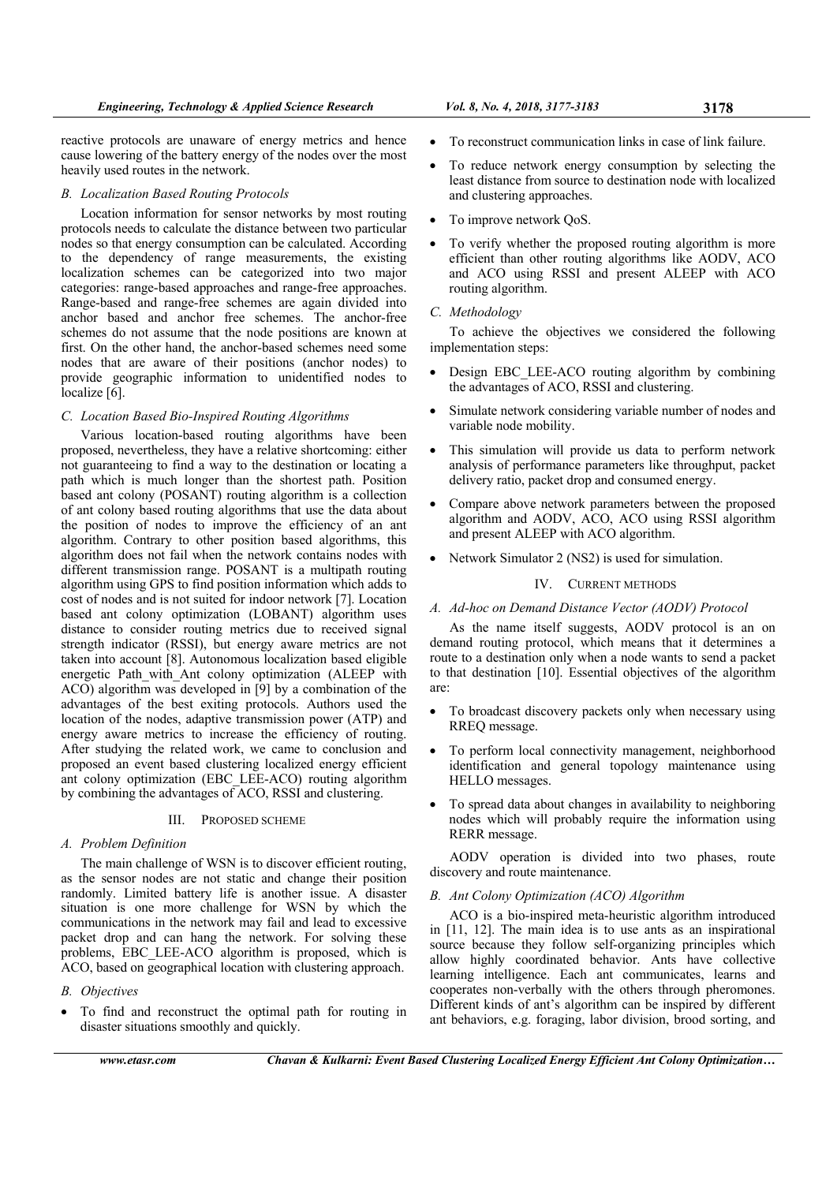reactive protocols are unaware of energy metrics and hence cause lowering of the battery energy of the nodes over the most heavily used routes in the network.

### B. Localization Based Routing Protocols

Location information for sensor networks by most routing protocols needs to calculate the distance between two particular nodes so that energy consumption can be calculated. According to the dependency of range measurements, the existing localization schemes can be categorized into two major categories: range-based approaches and range-free approaches. Range-based and range-free schemes are again divided into anchor based and anchor free schemes. The anchor-free schemes do not assume that the node positions are known at first. On the other hand, the anchor-based schemes need some nodes that are aware of their positions (anchor nodes) to provide geographic information to unidentified nodes to localize [6].

### C. Location Based Bio-Inspired Routing Algorithms

Various location-based routing algorithms have been proposed, nevertheless, they have a relative shortcoming: either not guaranteeing to find a way to the destination or locating a path which is much longer than the shortest path. Position based ant colony (POSANT) routing algorithm is a collection of ant colony based routing algorithms that use the data about the position of nodes to improve the efficiency of an ant algorithm. Contrary to other position based algorithms, this algorithm does not fail when the network contains nodes with different transmission range. POSANT is a multipath routing algorithm using GPS to find position information which adds to cost of nodes and is not suited for indoor network [7]. Location based ant colony optimization (LOBANT) algorithm uses distance to consider routing metrics due to received signal strength indicator (RSSI), but energy aware metrics are not taken into account [8]. Autonomous localization based eligible energetic Path_with_Ant colony optimization (ALEEP with ACO) algorithm was developed in [9] by a combination of the advantages of the best exiting protocols. Authors used the location of the nodes, adaptive transmission power (ATP) and energy aware metrics to increase the efficiency of routing. After studying the related work, we came to conclusion and proposed an event based clustering localized energy efficient ant colony optimization (EBC_LEE-ACO) routing algorithm by combining the advantages of ACO, RSSI and clustering.

## III. Proposed Scheme

### A. Problem Definition

The main challenge of WSN is to discover efficient routing, as the sensor nodes are not static and change their position randomly. Limited battery life is another issue. A disaster situation is one more challenge for WSN by which the communications in the network may fail and lead to excessive packet drop and can hang the network. For solving these problems, EBC_LEE-ACO algorithm is proposed, which is ACO, based on geographical location with clustering approach.

### B. Objectives

- To find and reconstruct the optimal path for routing in disaster situations smoothly and quickly.
- To reconstruct communication links in case of link failure.
- To reduce network energy consumption by selecting the least distance from source to destination node with localized and clustering approaches.
- To improve network QoS.
- To verify whether the proposed routing algorithm is more efficient than other routing algorithms like AODV, ACO and ACO using RSSI and present ALEEP with ACO routing algorithm.

### C. Methodology

To achieve the objectives we considered the following implementation steps:

- Design EBC_LEE-ACO routing algorithm by combining the advantages of ACO, RSSI and clustering.
- Simulate network considering variable number of nodes and variable node mobility.
- This simulation will provide us data to perform network analysis of performance parameters like throughput, packet delivery ratio, packet drop and consumed energy.
- Compare above network parameters between the proposed algorithm and AODV, ACO, ACO using RSSI algorithm and present ALEEP with ACO algorithm.
- Network Simulator 2 (NS2) is used for simulation.

## IV. Current Methods

### A. Ad-hoc on Demand Distance Vector (AODV) Protocol

As the name itself suggests, AODV protocol is an on demand routing protocol, which means that it determines a route to a destination only when a node wants to send a packet to that destination [10]. Essential objectives of the algorithm are:

- To broadcast discovery packets only when necessary using RREQ message.
- To perform local connectivity management, neighborhood identification and general topology maintenance using HELLO messages.
- To spread data about changes in availability to neighboring nodes which will probably require the information using RERR message.

AODV operation is divided into two phases, route discovery and route maintenance.

### B. Ant Colony Optimization (ACO) Algorithm

ACO is a bio-inspired meta-heuristic algorithm introduced in [11, 12]. The main idea is to use ants as an inspirational source because they follow self-organizing principles which allow highly coordinated behavior. Ants have collective learning intelligence. Each ant communicates, learns and cooperates non-verbally with the others through pheromones. Different kinds of ant's algorithm can be inspired by different ant behaviors, e.g. foraging, labor division, brood sorting, and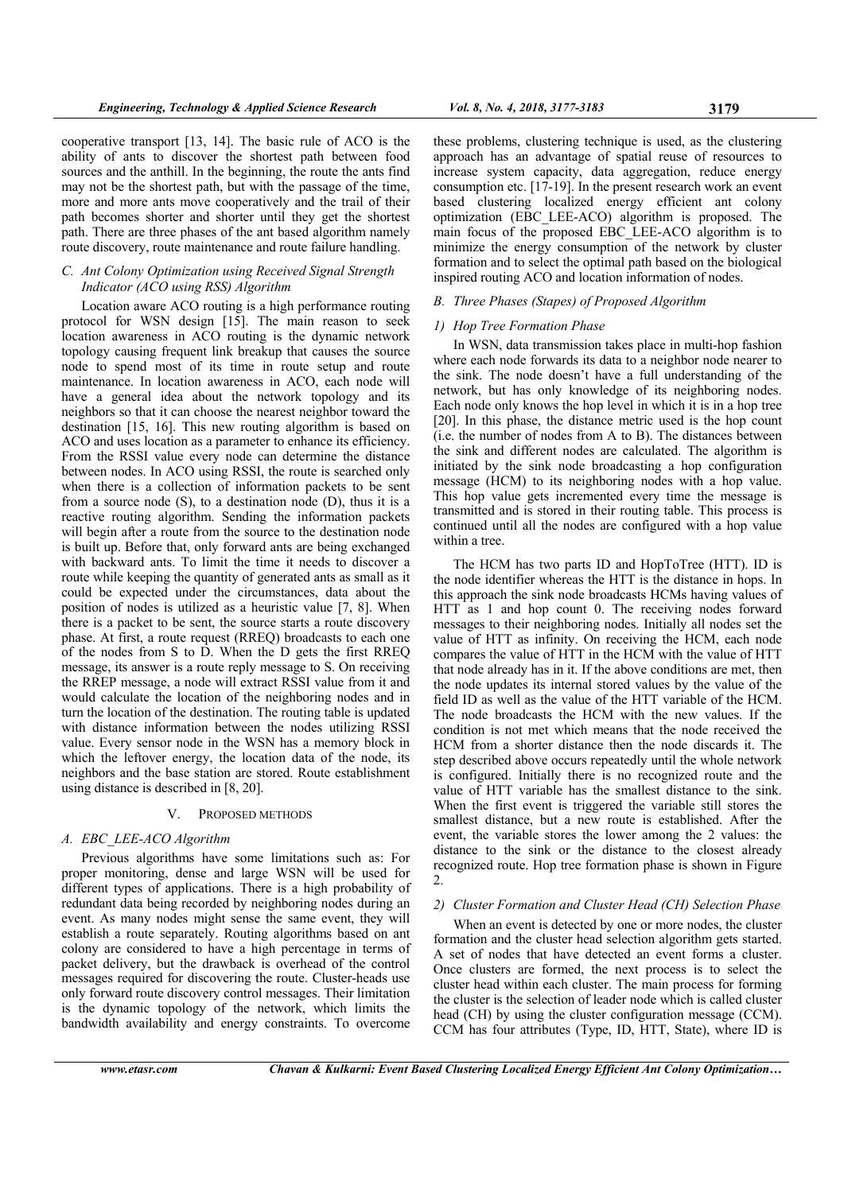cooperative transport [13, 14]. The basic rule of ACO is the ability of ants to discover the shortest path between food sources and the anthill. In the beginning, the route the ants find may not be the shortest path, but with the passage of the time, more and more ants move cooperatively and the trail of their path becomes shorter and shorter until they get the shortest path. There are three phases of the ant based algorithm namely route discovery, route maintenance and route failure handling.

### *C. Ant Colony Optimization using Received Signal Strength Indicator (ACO using RSS) Algorithm*

Location aware ACO routing is a high performance routing protocol for WSN design [15]. The main reason to seek location awareness in ACO routing is the dynamic network topology causing frequent link breakup that causes the source node to spend most of its time in route setup and route maintenance. In location awareness in ACO, each node will have a general idea about the network topology and its neighbors so that it can choose the nearest neighbor toward the destination [15, 16]. This new routing algorithm is based on ACO and uses location as a parameter to enhance its efficiency. From the RSSI value every node can determine the distance between nodes. In ACO using RSSI, the route is searched only when there is a collection of information packets to be sent from a source node (S), to a destination node (D), thus it is a reactive routing algorithm. Sending the information packets will begin after a route from the source to the destination node is built up. Before that, only forward ants are being exchanged with backward ants. To limit the time it needs to discover a route while keeping the quantity of generated ants as small as it could be expected under the circumstances, data about the position of nodes is utilized as a heuristic value [7, 8]. When there is a packet to be sent, the source starts a route discovery phase. At first, a route request (RREQ) broadcasts to each one of the nodes from S to D. When the D gets the first RREQ message, its answer is a route reply message to S. On receiving the RREP message, a node will extract RSSI value from it and would calculate the location of the neighboring nodes and in turn the location of the destination. The routing table is updated with distance information between the nodes utilizing RSSI value. Every sensor node in the WSN has a memory block in which the leftover energy, the location data of the node, its neighbors and the base station are stored. Route establishment using distance is described in [8, 20].

## V. PROPOSED METHODS

### *A. EBC_LEE-ACO Algorithm*

Previous algorithms have some limitations such as: For proper monitoring, dense and large WSN will be used for different types of applications. There is a high probability of redundant data being recorded by neighboring nodes during an event. As many nodes might sense the same event, they will establish a route separately. Routing algorithms based on ant colony are considered to have a high percentage in terms of packet delivery, but the drawback is overhead of the control messages required for discovering the route. Cluster-heads use only forward route discovery control messages. Their limitation is the dynamic topology of the network, which limits the bandwidth availability and energy constraints. To overcome these problems, clustering technique is used, as the clustering approach has an advantage of spatial reuse of resources to increase system capacity, data aggregation, reduce energy consumption etc. [17-19]. In the present research work an event based clustering localized energy efficient ant colony optimization (EBC_LEE-ACO) algorithm is proposed. The main focus of the proposed EBC_LEE-ACO algorithm is to minimize the energy consumption of the network by cluster formation and to select the optimal path based on the biological inspired routing ACO and location information of nodes.

### *B. Three Phases (Stapes) of Proposed Algorithm*

#### *1) Hop Tree Formation Phase*

In WSN, data transmission takes place in multi-hop fashion where each node forwards its data to a neighbor node nearer to the sink. The node doesn't have a full understanding of the network, but has only knowledge of its neighboring nodes. Each node only knows the hop level in which it is in a hop tree [20]. In this phase, the distance metric used is the hop count (i.e. the number of nodes from A to B). The distances between the sink and different nodes are calculated. The algorithm is initiated by the sink node broadcasting a hop configuration message (HCM) to its neighboring nodes with a hop value. This hop value gets incremented every time the message is transmitted and is stored in their routing table. This process is continued until all the nodes are configured with a hop value within a tree.

The HCM has two parts ID and HopToTree (HTT). ID is the node identifier whereas the HTT is the distance in hops. In this approach the sink node broadcasts HCMs having values of HTT as 1 and hop count 0. The receiving nodes forward messages to their neighboring nodes. Initially all nodes set the value of HTT as infinity. On receiving the HCM, each node compares the value of HTT in the HCM with the value of HTT that node already has in it. If the above conditions are met, then the node updates its internal stored values by the value of the field ID as well as the value of the HTT variable of the HCM. The node broadcasts the HCM with the new values. If the condition is not met which means that the node received the HCM from a shorter distance then the node discards it. The step described above occurs repeatedly until the whole network is configured. Initially there is no recognized route and the value of HTT variable has the smallest distance to the sink. When the first event is triggered the variable still stores the smallest distance, but a new route is established. After the event, the variable stores the lower among the 2 values: the distance to the sink or the distance to the closest already recognized route. Hop tree formation phase is shown in Figure 2.

#### *2) Cluster Formation and Cluster Head (CH) Selection Phase*

When an event is detected by one or more nodes, the cluster formation and the cluster head selection algorithm gets started. A set of nodes that have detected an event forms a cluster. Once clusters are formed, the next process is to select the cluster head within each cluster. The main process for forming the cluster is the selection of leader node which is called cluster head (CH) by using the cluster configuration message (CCM). CCM has four attributes (Type, ID, HTT, State), where ID is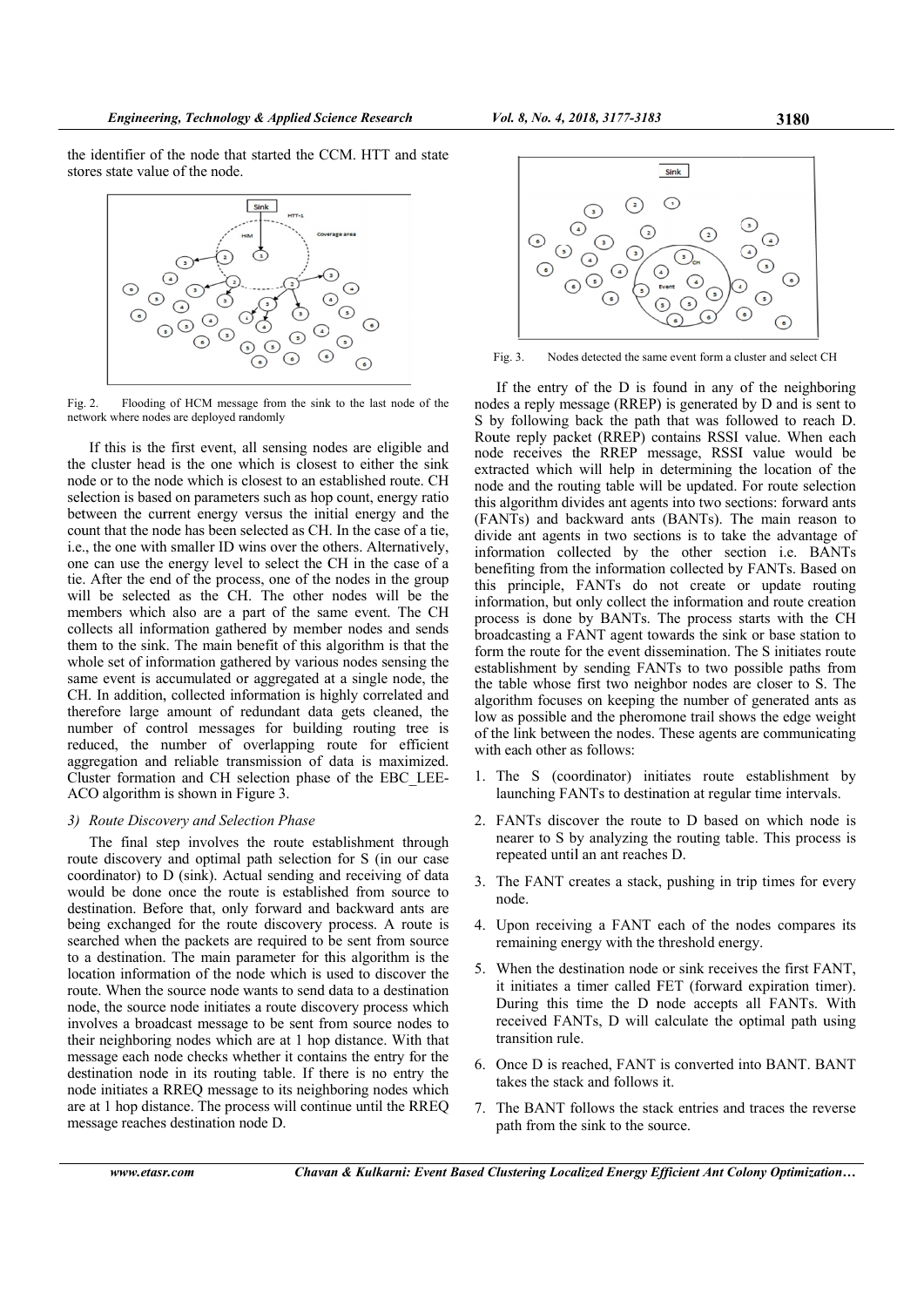the identifier of the node that started the CCM. HTT and state stores state value of the node.

Fig. 2. Flooding of HCM message from the sink to the last node of the network where nodes are deployed randomly

If this is the first event, all sensing nodes are eligible and the cluster head is the one which is closest to either the sink node or to the node which is closest to an established route. CH selection is based on parameters such as hop count, energy ratio between the current energy versus the initial energy and the count that the node has been selected as CH. In the case of a tie, i.e., the one with smaller ID wins over the others. Alternatively, one can use the energy level to select the CH in the case of a tie. After the end of the process, one of the nodes in the group will be selected as the CH. The other nodes will be the members which also are a part of the same event. The CH collects all information gathered by member nodes and sends them to the sink. The main benefit of this algorithm is that the whole set of information gathered by various nodes sensing the same event is accumulated or aggregated at a single node, the CH. In addition, collected information is highly correlated and therefore large amount of redundant data gets cleaned, the number of control messages for building routing tree is reduced, the number of overlapping route for efficient aggregation and reliable transmission of data is maximized. Cluster formation and CH selection phase of the EBC_LEE-ACO algorithm is shown in Figure 3.

### 3) Route Discovery and Selection Phase

The final step involves the route establishment through route discovery and optimal path selection for S (in our case coordinator) to D (sink). Actual sending and receiving of data would be done once the route is established from source to destination. Before that, only forward and backward ants are being exchanged for the route discovery process. A route is searched when the packets are required to be sent from source to a destination. The main parameter for this algorithm is the location information of the node which is used to discover the route. When the source node wants to send data to a destination node, the source node initiates a route discovery process which involves a broadcast message to be sent from source nodes to their neighboring nodes which are at 1 hop distance. With that message each node checks whether it contains the entry for the destination node in its routing table. If there is no entry the node initiates a RREQ message to its neighboring nodes which are at 1 hop distance. The process will continue until the RREQ message reaches destination node D.

Fig. 3. Nodes detected the same event form a cluster and select CH

If the entry of the D is found in any of the neighboring nodes a reply message (RREP) is generated by D and is sent to S by following back the path that was followed to reach D. Route reply packet (RREP) contains RSSI value. When each node receives the RREP message, RSSI value would be extracted which will help in determining the location of the node and the routing table will be updated. For route selection this algorithm divides ant agents into two sections: forward ants (FANTs) and backward ants (BANTs). The main reason to divide ant agents in two sections is to take the advantage of information collected by the other section i.e. BANTs benefiting from the information collected by FANTs. Based on this principle, FANTs do not create or update routing information, but only collect the information and route creation process is done by BANTs. The process starts with the CH broadcasting a FANT agent towards the sink or base station to form the route for the event dissemination. The S initiates route establishment by sending FANTs to two possible paths from the table whose first two neighbor nodes are closer to S. The algorithm focuses on keeping the number of generated ants as low as possible and the pheromone trail shows the edge weight of the link between the nodes. These agents are communicating with each other as follows:

1. The S (coordinator) initiates route establishment by launching FANTs to destination at regular time intervals.
2. FANTs discover the route to D based on which node is nearer to S by analyzing the routing table. This process is repeated until an ant reaches D.
3. The FANT creates a stack, pushing in trip times for every node.
4. Upon receiving a FANT each of the nodes compares its remaining energy with the threshold energy.
5. When the destination node or sink receives the first FANT, it initiates a timer called FET (forward expiration timer). During this time the D node accepts all FANTs. With received FANTs, D will calculate the optimal path using transition rule.
6. Once D is reached, FANT is converted into BANT. BANT takes the stack and follows it.
7. The BANT follows the stack entries and traces the reverse path from the sink to the source.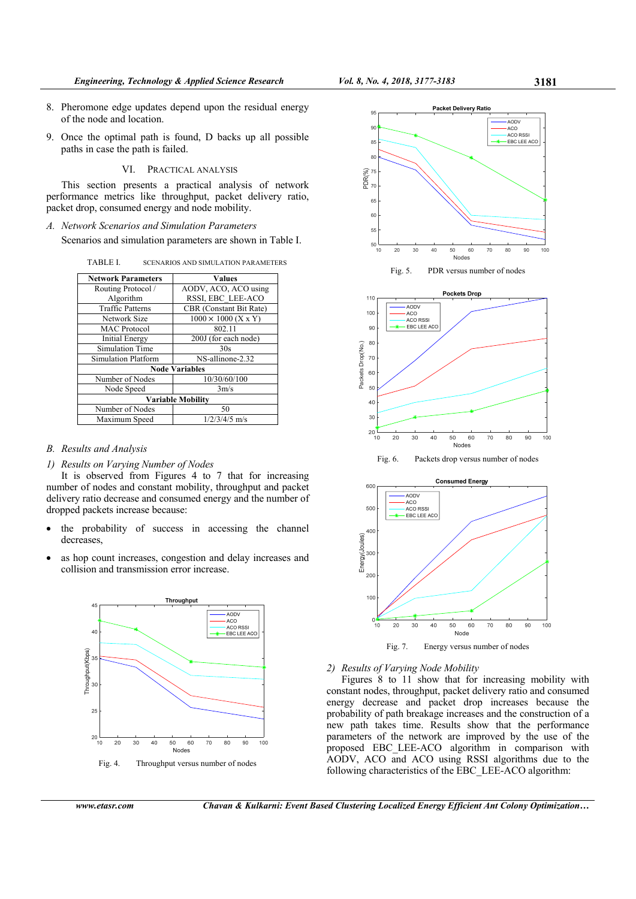8. Pheromone edge updates depend upon the residual energy of the node and location.

9. Once the optimal path is found, D backs up all possible paths in case the path is failed.

## VI. Practical Analysis

This section presents a practical analysis of network performance metrics like throughput, packet delivery ratio, packet drop, consumed energy and node mobility.

### A. Network Scenarios and Simulation Parameters

Scenarios and simulation parameters are shown in Table I.

TABLE I. SCENARIOS AND SIMULATION PARAMETERS

| Network Parameters | Values |
|---|---|
| Routing Protocol / Algorithm | AODV, ACO, ACO using RSSI, EBC_LEE-ACO |
| Traffic Patterns | CBR (Constant Bit Rate) |
| Network Size | 1000 × 1000 (X x Y) |
| MAC Protocol | 802.11 |
| Initial Energy | 200J (for each node) |
| Simulation Time | 30s |
| Simulation Platform | NS-allinone-2.32 |
| **Node Variables** | |
| Number of Nodes | 10/30/60/100 |
| Node Speed | 3m/s |
| **Variable Mobility** | |
| Number of Nodes | 50 |
| Maximum Speed | 1/2/3/4/5 m/s |

### B. Results and Analysis

#### 1) Results on Varying Number of Nodes

It is observed from Figures 4 to 7 that for increasing number of nodes and constant mobility, throughput and packet delivery ratio decrease and consumed energy and the number of dropped packets increase because:

- the probability of success in accessing the channel decreases,
- as hop count increases, congestion and delay increases and collision and transmission error increase.

Fig. 4. Throughput versus number of nodes

Fig. 5. PDR versus number of nodes

Fig. 6. Packets drop versus number of nodes

Fig. 7. Energy versus number of nodes

#### 2) Results of Varying Node Mobility

Figures 8 to 11 show that for increasing mobility with constant nodes, throughput, packet delivery ratio and consumed energy decrease and packet drop increases because the probability of path breakage increases and the construction of a new path takes time. Results show that the performance parameters of the network are improved by the use of the proposed EBC_LEE-ACO algorithm in comparison with AODV, ACO and ACO using RSSI algorithms due to the following characteristics of the EBC_LEE-ACO algorithm: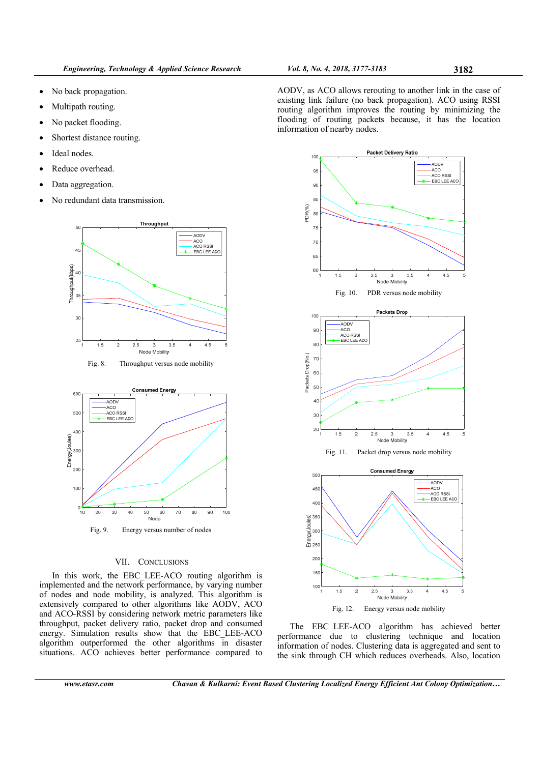- No back propagation.
- Multipath routing.
- No packet flooding.
- Shortest distance routing.
- Ideal nodes.
- Reduce overhead.
- Data aggregation.
- No redundant data transmission.

Fig. 8. Throughput versus node mobility

Fig. 9. Energy versus number of nodes

## VII. CONCLUSIONS

In this work, the EBC_LEE-ACO routing algorithm is implemented and the network performance, by varying number of nodes and node mobility, is analyzed. This algorithm is extensively compared to other algorithms like AODV, ACO and ACO-RSSI by considering network metric parameters like throughput, packet delivery ratio, packet drop and consumed energy. Simulation results show that the EBC_LEE-ACO algorithm outperformed the other algorithms in disaster situations. ACO achieves better performance compared to AODV, as ACO allows rerouting to another link in the case of existing link failure (no back propagation). ACO using RSSI routing algorithm improves the routing by minimizing the flooding of routing packets because, it has the location information of nearby nodes.

Fig. 10. PDR versus node mobility

Fig. 11. Packet drop versus node mobility

Fig. 12. Energy versus node mobility

The EBC_LEE-ACO algorithm has achieved better performance due to clustering technique and location information of nodes. Clustering data is aggregated and sent to the sink through CH which reduces overheads. Also, location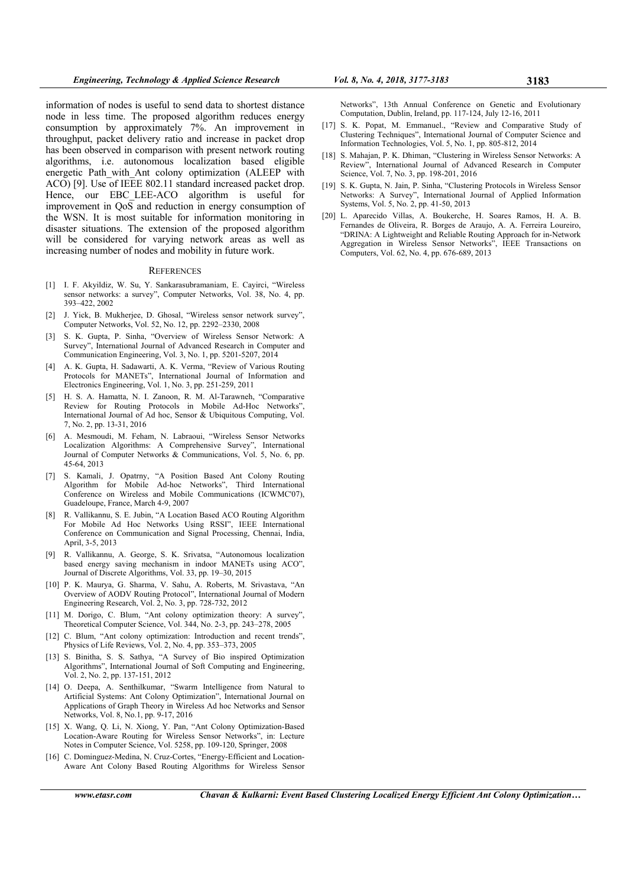information of nodes is useful to send data to shortest distance node in less time. The proposed algorithm reduces energy consumption by approximately 7%. An improvement in throughput, packet delivery ratio and increase in packet drop has been observed in comparison with present network routing algorithms, i.e. autonomous localization based eligible energetic Path_with_Ant colony optimization (ALEEP with ACO) [9]. Use of IEEE 802.11 standard increased packet drop. Hence, our EBC_LEE-ACO algorithm is useful for improvement in QoS and reduction in energy consumption of the WSN. It is most suitable for information monitoring in disaster situations. The extension of the proposed algorithm will be considered for varying network areas as well as increasing number of nodes and mobility in future work.

## REFERENCES

[1] I. F. Akyildiz, W. Su, Y. Sankarasubramaniam, E. Cayirci, "Wireless sensor networks: a survey", Computer Networks, Vol. 38, No. 4, pp. 393–422, 2002

[2] J. Yick, B. Mukherjee, D. Ghosal, "Wireless sensor network survey", Computer Networks, Vol. 52, No. 12, pp. 2292–2330, 2008

[3] S. K. Gupta, P. Sinha, "Overview of Wireless Sensor Network: A Survey", International Journal of Advanced Research in Computer and Communication Engineering, Vol. 3, No. 1, pp. 5201-5207, 2014

[4] A. K. Gupta, H. Sadawarti, A. K. Verma, "Review of Various Routing Protocols for MANETs", International Journal of Information and Electronics Engineering, Vol. 1, No. 3, pp. 251-259, 2011

[5] H. S. A. Hamatta, N. I. Zanoon, R. M. Al-Tarawneh, "Comparative Review for Routing Protocols in Mobile Ad-Hoc Networks", International Journal of Ad hoc, Sensor & Ubiquitous Computing, Vol. 7, No. 2, pp. 13-31, 2016

[6] A. Mesmoudi, M. Feham, N. Labraoui, "Wireless Sensor Networks Localization Algorithms: A Comprehensive Survey", International Journal of Computer Networks & Communications, Vol. 5, No. 6, pp. 45-64, 2013

[7] S. Kamali, J. Opatrny, "A Position Based Ant Colony Routing Algorithm for Mobile Ad-hoc Networks", Third International Conference on Wireless and Mobile Communications (ICWMC'07), Guadeloupe, France, March 4-9, 2007

[8] R. Vallikannu, S. E. Jubin, "A Location Based ACO Routing Algorithm For Mobile Ad Hoc Networks Using RSSI", IEEE International Conference on Communication and Signal Processing, Chennai, India, April, 3-5, 2013

[9] R. Vallikannu, A. George, S. K. Srivatsa, "Autonomous localization based energy saving mechanism in indoor MANETs using ACO", Journal of Discrete Algorithms, Vol. 33, pp. 19–30, 2015

[10] P. K. Maurya, G. Sharma, V. Sahu, A. Roberts, M. Srivastava, "An Overview of AODV Routing Protocol", International Journal of Modern Engineering Research, Vol. 2, No. 3, pp. 728-732, 2012

[11] M. Dorigo, C. Blum, "Ant colony optimization theory: A survey", Theoretical Computer Science, Vol. 344, No. 2-3, pp. 243–278, 2005

[12] C. Blum, "Ant colony optimization: Introduction and recent trends", Physics of Life Reviews, Vol. 2, No. 4, pp. 353–373, 2005

[13] S. Binitha, S. S. Sathya, "A Survey of Bio inspired Optimization Algorithms", International Journal of Soft Computing and Engineering, Vol. 2, No. 2, pp. 137-151, 2012

[14] O. Deepa, A. Senthilkumar, "Swarm Intelligence from Natural to Artificial Systems: Ant Colony Optimization", International Journal on Applications of Graph Theory in Wireless Ad hoc Networks and Sensor Networks, Vol. 8, No.1, pp. 9-17, 2016

[15] X. Wang, Q. Li, N. Xiong, Y. Pan, "Ant Colony Optimization-Based Location-Aware Routing for Wireless Sensor Networks", in: Lecture Notes in Computer Science, Vol. 5258, pp. 109-120, Springer, 2008

[16] C. Dominguez-Medina, N. Cruz-Cortes, "Energy-Efficient and Location-Aware Ant Colony Based Routing Algorithms for Wireless Sensor Networks", 13th Annual Conference on Genetic and Evolutionary Computation, Dublin, Ireland, pp. 117-124, July 12-16, 2011

[17] S. K. Popat, M. Emmanuel., "Review and Comparative Study of Clustering Techniques", International Journal of Computer Science and Information Technologies, Vol. 5, No. 1, pp. 805-812, 2014

[18] S. Mahajan, P. K. Dhiman, "Clustering in Wireless Sensor Networks: A Review", International Journal of Advanced Research in Computer Science, Vol. 7, No. 3, pp. 198-201, 2016

[19] S. K. Gupta, N. Jain, P. Sinha, "Clustering Protocols in Wireless Sensor Networks: A Survey", International Journal of Applied Information Systems, Vol. 5, No. 2, pp. 41-50, 2013

[20] L. Aparecido Villas, A. Boukerche, H. Soares Ramos, H. A. B. Fernandes de Oliveira, R. Borges de Araujo, A. A. Ferreira Loureiro, "DRINA: A Lightweight and Reliable Routing Approach for in-Network Aggregation in Wireless Sensor Networks", IEEE Transactions on Computers, Vol. 62, No. 4, pp. 676-689, 2013